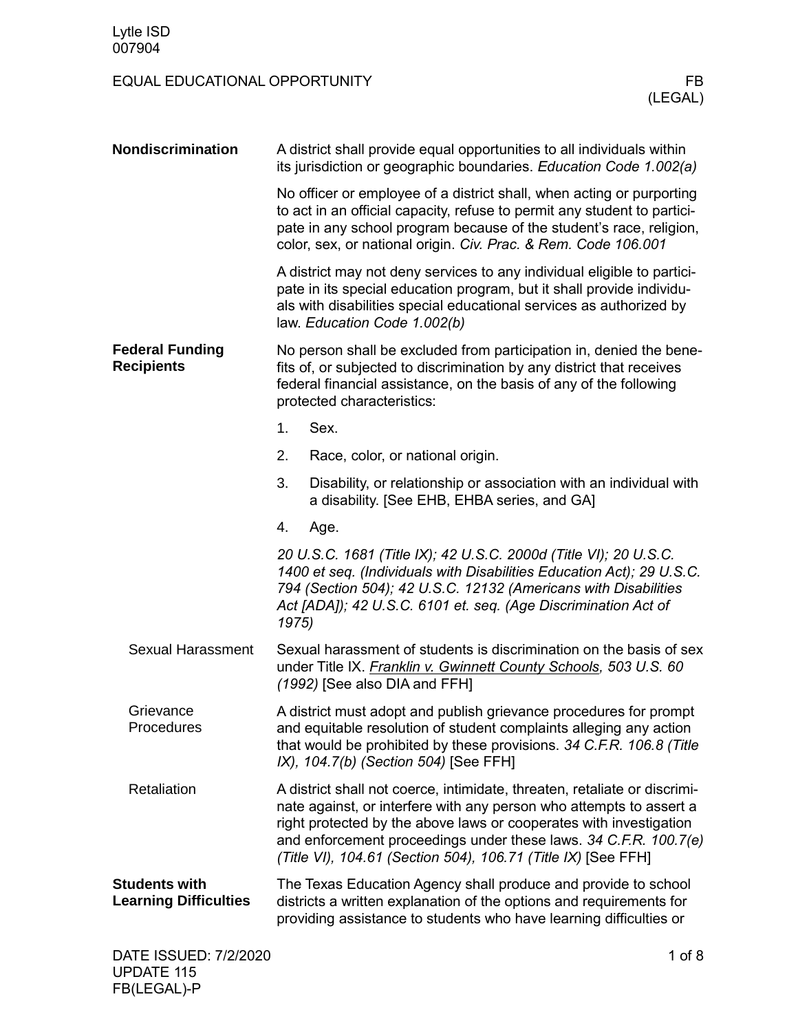Lytle ISD
007904

# EQUAL EDUCATIONAL OPPORTUNITY

FB (LEGAL)

## Nondiscrimination

A district shall provide equal opportunities to all individuals within its jurisdiction or geographic boundaries. *Education Code 1.002(a)*

No officer or employee of a district shall, when acting or purporting to act in an official capacity, refuse to permit any student to participate in any school program because of the student's race, religion, color, sex, or national origin. *Civ. Prac. & Rem. Code 106.001*

A district may not deny services to any individual eligible to participate in its special education program, but it shall provide individuals with disabilities special educational services as authorized by law. *Education Code 1.002(b)*

## Federal Funding Recipients

No person shall be excluded from participation in, denied the benefits of, or subjected to discrimination by any district that receives federal financial assistance, on the basis of any of the following protected characteristics:

1. Sex.
2. Race, color, or national origin.
3. Disability, or relationship or association with an individual with a disability. [See EHB, EHBA series, and GA]
4. Age.

*20 U.S.C. 1681 (Title IX); 42 U.S.C. 2000d (Title VI); 20 U.S.C. 1400 et seq. (Individuals with Disabilities Education Act); 29 U.S.C. 794 (Section 504); 42 U.S.C. 12132 (Americans with Disabilities Act [ADA]); 42 U.S.C. 6101 et. seq. (Age Discrimination Act of 1975)*

### Sexual Harassment

Sexual harassment of students is discrimination on the basis of sex under Title IX. *Franklin v. Gwinnett County Schools, 503 U.S. 60 (1992)* [See also DIA and FFH]

### Grievance Procedures

A district must adopt and publish grievance procedures for prompt and equitable resolution of student complaints alleging any action that would be prohibited by these provisions. *34 C.F.R. 106.8 (Title IX), 104.7(b) (Section 504)* [See FFH]

### Retaliation

A district shall not coerce, intimidate, threaten, retaliate or discriminate against, or interfere with any person who attempts to assert a right protected by the above laws or cooperates with investigation and enforcement proceedings under these laws. *34 C.F.R. 100.7(e) (Title VI), 104.61 (Section 504), 106.71 (Title IX)* [See FFH]

## Students with Learning Difficulties

The Texas Education Agency shall produce and provide to school districts a written explanation of the options and requirements for providing assistance to students who have learning difficulties or

DATE ISSUED: 7/2/2020
UPDATE 115
FB(LEGAL)-P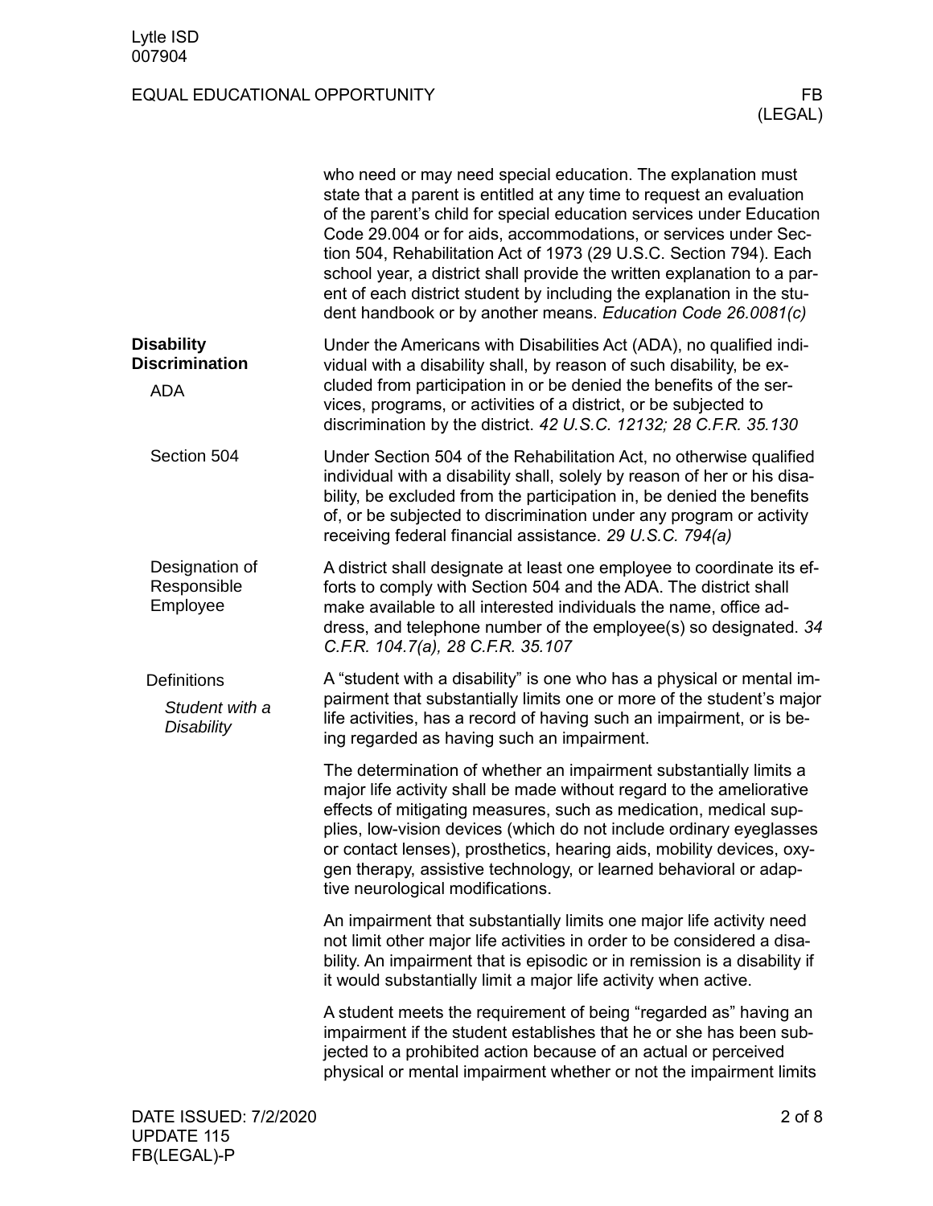who need or may need special education. The explanation must state that a parent is entitled at any time to request an evaluation of the parent's child for special education services under Education Code 29.004 or for aids, accommodations, or services under Section 504, Rehabilitation Act of 1973 (29 U.S.C. Section 794). Each school year, a district shall provide the written explanation to a parent of each district student by including the explanation in the student handbook or by another means. *Education Code 26.0081(c)*

## Disability Discrimination

### ADA

Under the Americans with Disabilities Act (ADA), no qualified individual with a disability shall, by reason of such disability, be excluded from participation in or be denied the benefits of the services, programs, or activities of a district, or be subjected to discrimination by the district. *42 U.S.C. 12132; 28 C.F.R. 35.130*

### Section 504

Under Section 504 of the Rehabilitation Act, no otherwise qualified individual with a disability shall, solely by reason of her or his disability, be excluded from the participation in, be denied the benefits of, or be subjected to discrimination under any program or activity receiving federal financial assistance. *29 U.S.C. 794(a)*

### Designation of Responsible Employee

A district shall designate at least one employee to coordinate its efforts to comply with Section 504 and the ADA. The district shall make available to all interested individuals the name, office address, and telephone number of the employee(s) so designated. *34 C.F.R. 104.7(a), 28 C.F.R. 35.107*

### Definitions

#### *Student with a Disability*

A "student with a disability" is one who has a physical or mental impairment that substantially limits one or more of the student's major life activities, has a record of having such an impairment, or is being regarded as having such an impairment.

The determination of whether an impairment substantially limits a major life activity shall be made without regard to the ameliorative effects of mitigating measures, such as medication, medical supplies, low-vision devices (which do not include ordinary eyeglasses or contact lenses), prosthetics, hearing aids, mobility devices, oxygen therapy, assistive technology, or learned behavioral or adaptive neurological modifications.

An impairment that substantially limits one major life activity need not limit other major life activities in order to be considered a disability. An impairment that is episodic or in remission is a disability if it would substantially limit a major life activity when active.

A student meets the requirement of being "regarded as" having an impairment if the student establishes that he or she has been subjected to a prohibited action because of an actual or perceived physical or mental impairment whether or not the impairment limits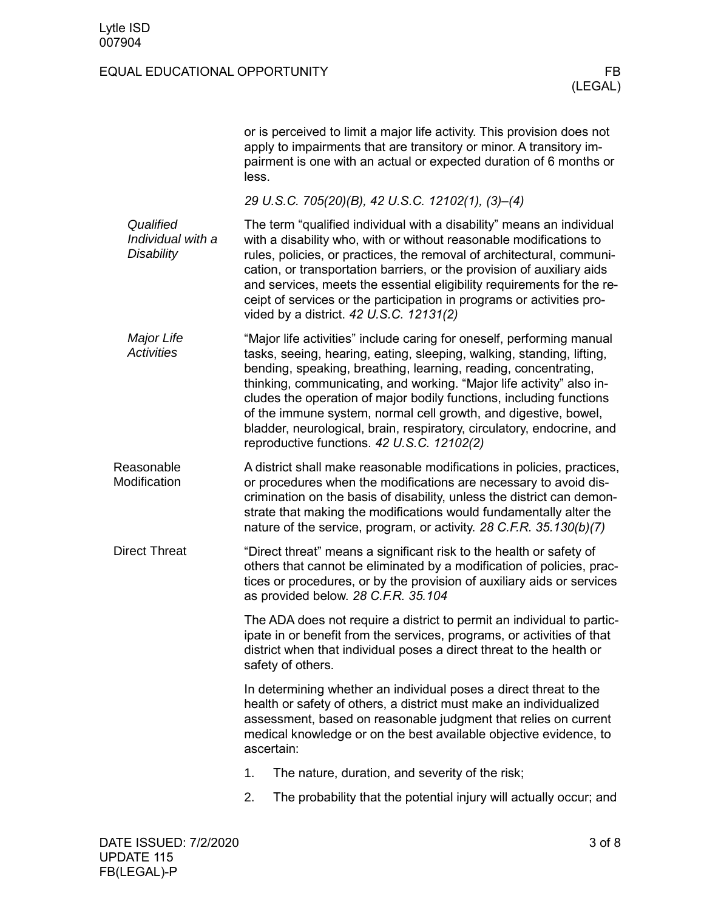or is perceived to limit a major life activity. This provision does not apply to impairments that are transitory or minor. A transitory impairment is one with an actual or expected duration of 6 months or less.

*29 U.S.C. 705(20)(B), 42 U.S.C. 12102(1), (3)–(4)*

#### *Qualified Individual with a Disability*

The term "qualified individual with a disability" means an individual with a disability who, with or without reasonable modifications to rules, policies, or practices, the removal of architectural, communication, or transportation barriers, or the provision of auxiliary aids and services, meets the essential eligibility requirements for the receipt of services or the participation in programs or activities provided by a district. *42 U.S.C. 12131(2)*

#### *Major Life Activities*

"Major life activities" include caring for oneself, performing manual tasks, seeing, hearing, eating, sleeping, walking, standing, lifting, bending, speaking, breathing, learning, reading, concentrating, thinking, communicating, and working. "Major life activity" also includes the operation of major bodily functions, including functions of the immune system, normal cell growth, and digestive, bowel, bladder, neurological, brain, respiratory, circulatory, endocrine, and reproductive functions. *42 U.S.C. 12102(2)*

### Reasonable Modification

A district shall make reasonable modifications in policies, practices, or procedures when the modifications are necessary to avoid discrimination on the basis of disability, unless the district can demonstrate that making the modifications would fundamentally alter the nature of the service, program, or activity. *28 C.F.R. 35.130(b)(7)*

### Direct Threat

"Direct threat" means a significant risk to the health or safety of others that cannot be eliminated by a modification of policies, practices or procedures, or by the provision of auxiliary aids or services as provided below. *28 C.F.R. 35.104*

The ADA does not require a district to permit an individual to participate in or benefit from the services, programs, or activities of that district when that individual poses a direct threat to the health or safety of others.

In determining whether an individual poses a direct threat to the health or safety of others, a district must make an individualized assessment, based on reasonable judgment that relies on current medical knowledge or on the best available objective evidence, to ascertain:

1. The nature, duration, and severity of the risk;
2. The probability that the potential injury will actually occur; and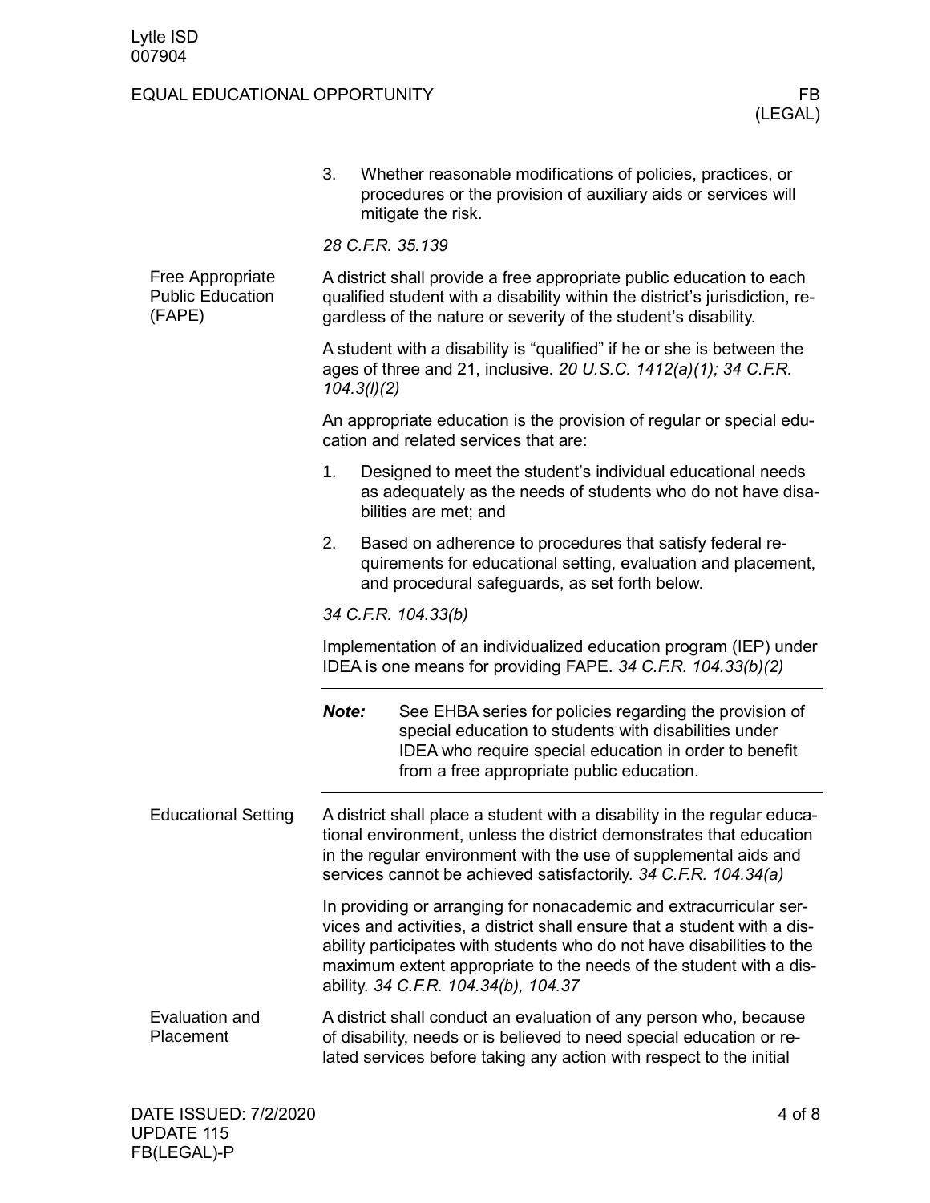3. Whether reasonable modifications of policies, practices, or procedures or the provision of auxiliary aids or services will mitigate the risk.

*28 C.F.R. 35.139*

## Free Appropriate Public Education (FAPE)

A district shall provide a free appropriate public education to each qualified student with a disability within the district's jurisdiction, regardless of the nature or severity of the student's disability.

A student with a disability is "qualified" if he or she is between the ages of three and 21, inclusive. *20 U.S.C. 1412(a)(1); 34 C.F.R. 104.3(l)(2)*

An appropriate education is the provision of regular or special education and related services that are:

1. Designed to meet the student's individual educational needs as adequately as the needs of students who do not have disabilities are met; and
2. Based on adherence to procedures that satisfy federal requirements for educational setting, evaluation and placement, and procedural safeguards, as set forth below.

*34 C.F.R. 104.33(b)*

Implementation of an individualized education program (IEP) under IDEA is one means for providing FAPE. *34 C.F.R. 104.33(b)(2)*

---

***Note:*** See EHBA series for policies regarding the provision of special education to students with disabilities under IDEA who require special education in order to benefit from a free appropriate public education.

---

## Educational Setting

A district shall place a student with a disability in the regular educational environment, unless the district demonstrates that education in the regular environment with the use of supplemental aids and services cannot be achieved satisfactorily. *34 C.F.R. 104.34(a)*

In providing or arranging for nonacademic and extracurricular services and activities, a district shall ensure that a student with a disability participates with students who do not have disabilities to the maximum extent appropriate to the needs of the student with a disability. *34 C.F.R. 104.34(b), 104.37*

## Evaluation and Placement

A district shall conduct an evaluation of any person who, because of disability, needs or is believed to need special education or related services before taking any action with respect to the initial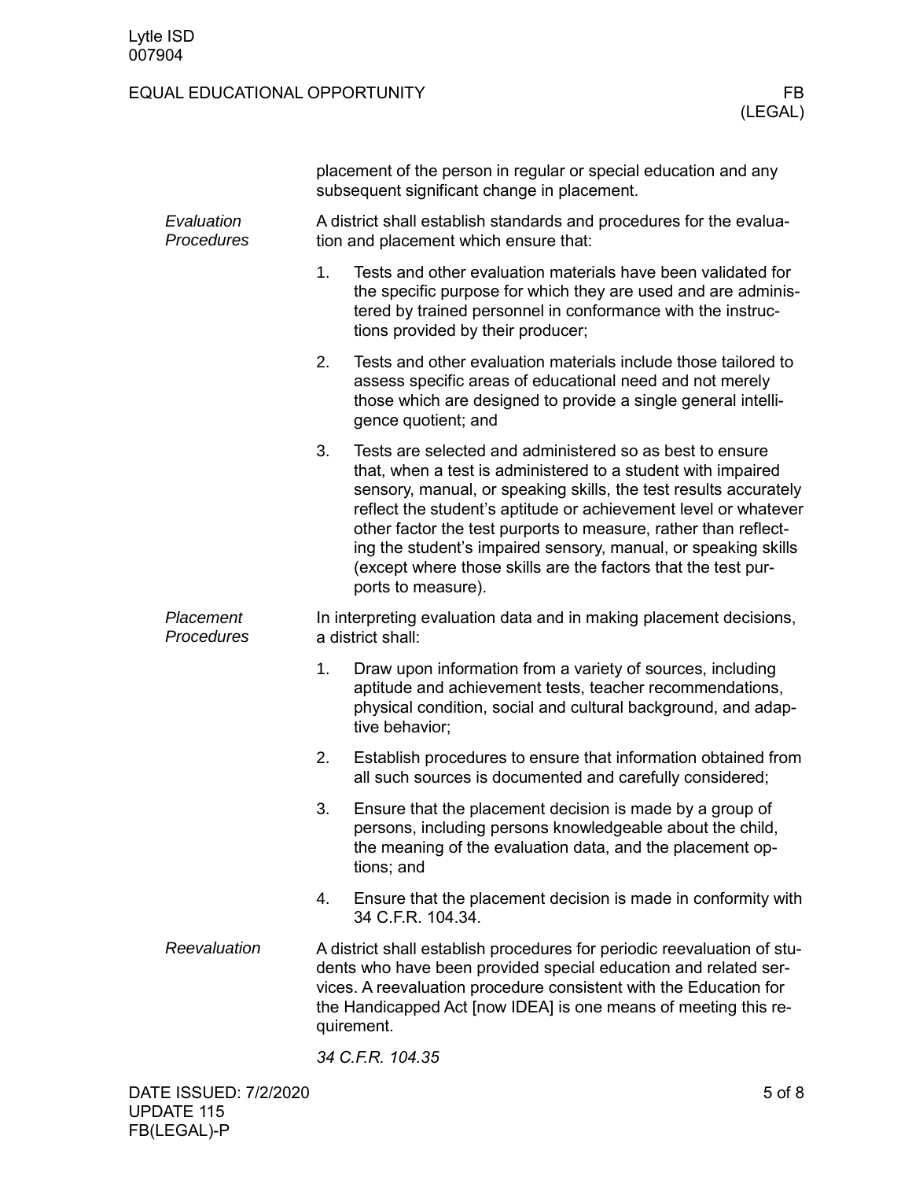placement of the person in regular or special education and any subsequent significant change in placement.

*Evaluation Procedures*

A district shall establish standards and procedures for the evaluation and placement which ensure that:

1. Tests and other evaluation materials have been validated for the specific purpose for which they are used and are administered by trained personnel in conformance with the instructions provided by their producer;
2. Tests and other evaluation materials include those tailored to assess specific areas of educational need and not merely those which are designed to provide a single general intelligence quotient; and
3. Tests are selected and administered so as best to ensure that, when a test is administered to a student with impaired sensory, manual, or speaking skills, the test results accurately reflect the student's aptitude or achievement level or whatever other factor the test purports to measure, rather than reflecting the student's impaired sensory, manual, or speaking skills (except where those skills are the factors that the test purports to measure).

*Placement Procedures*

In interpreting evaluation data and in making placement decisions, a district shall:

1. Draw upon information from a variety of sources, including aptitude and achievement tests, teacher recommendations, physical condition, social and cultural background, and adaptive behavior;
2. Establish procedures to ensure that information obtained from all such sources is documented and carefully considered;
3. Ensure that the placement decision is made by a group of persons, including persons knowledgeable about the child, the meaning of the evaluation data, and the placement options; and
4. Ensure that the placement decision is made in conformity with 34 C.F.R. 104.34.

*Reevaluation*

A district shall establish procedures for periodic reevaluation of students who have been provided special education and related services. A reevaluation procedure consistent with the Education for the Handicapped Act [now IDEA] is one means of meeting this requirement.

*34 C.F.R. 104.35*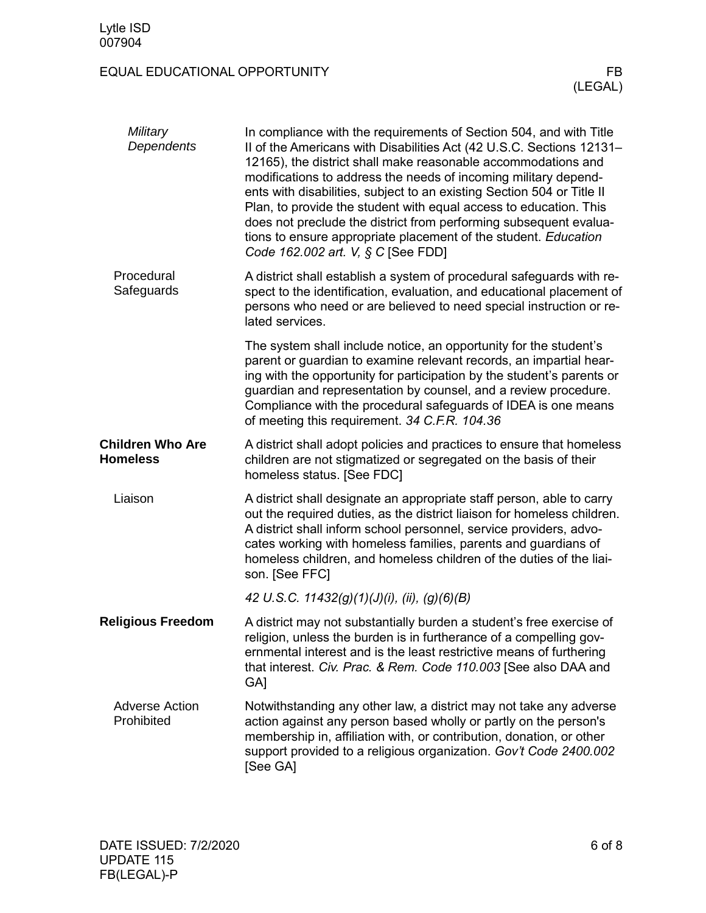### *Military Dependents*

In compliance with the requirements of Section 504, and with Title II of the Americans with Disabilities Act (42 U.S.C. Sections 12131–12165), the district shall make reasonable accommodations and modifications to address the needs of incoming military dependents with disabilities, subject to an existing Section 504 or Title II Plan, to provide the student with equal access to education. This does not preclude the district from performing subsequent evaluations to ensure appropriate placement of the student. *Education Code 162.002 art. V, § C* [See FDD]

### Procedural Safeguards

A district shall establish a system of procedural safeguards with respect to the identification, evaluation, and educational placement of persons who need or are believed to need special instruction or related services.

The system shall include notice, an opportunity for the student's parent or guardian to examine relevant records, an impartial hearing with the opportunity for participation by the student's parents or guardian and representation by counsel, and a review procedure. Compliance with the procedural safeguards of IDEA is one means of meeting this requirement. *34 C.F.R. 104.36*

## Children Who Are Homeless

A district shall adopt policies and practices to ensure that homeless children are not stigmatized or segregated on the basis of their homeless status. [See FDC]

### Liaison

A district shall designate an appropriate staff person, able to carry out the required duties, as the district liaison for homeless children. A district shall inform school personnel, service providers, advocates working with homeless families, parents and guardians of homeless children, and homeless children of the duties of the liaison. [See FFC]

*42 U.S.C. 11432(g)(1)(J)(i), (ii), (g)(6)(B)*

## Religious Freedom

A district may not substantially burden a student's free exercise of religion, unless the burden is in furtherance of a compelling governmental interest and is the least restrictive means of furthering that interest. *Civ. Prac. & Rem. Code 110.003* [See also DAA and GA]

### Adverse Action Prohibited

Notwithstanding any other law, a district may not take any adverse action against any person based wholly or partly on the person's membership in, affiliation with, or contribution, donation, or other support provided to a religious organization. *Gov't Code 2400.002* [See GA]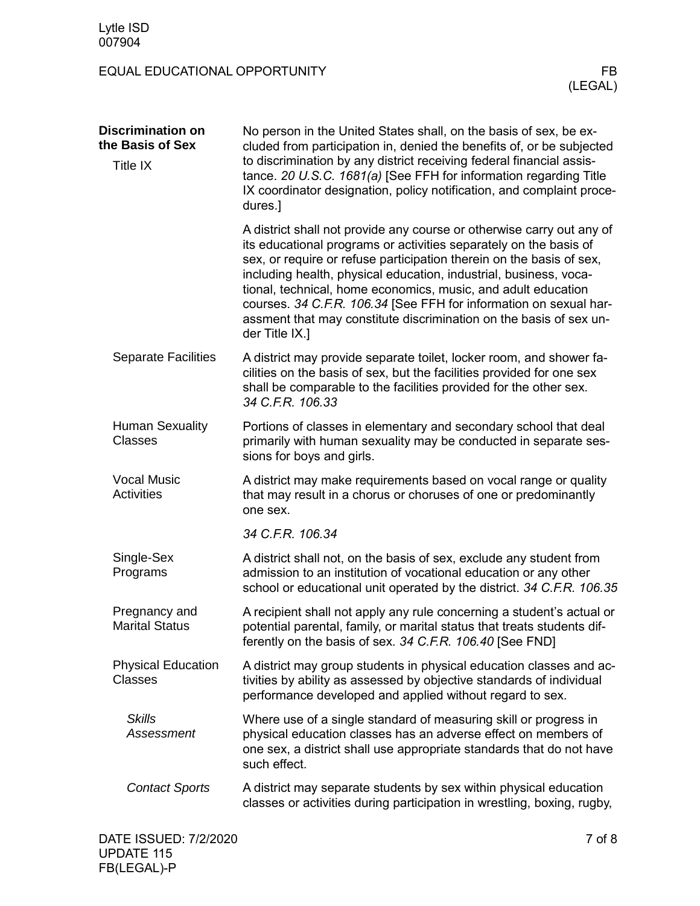## Discrimination on the Basis of Sex

### Title IX

No person in the United States shall, on the basis of sex, be excluded from participation in, denied the benefits of, or be subjected to discrimination by any district receiving federal financial assistance. *20 U.S.C. 1681(a)* [See FFH for information regarding Title IX coordinator designation, policy notification, and complaint procedures.]

A district shall not provide any course or otherwise carry out any of its educational programs or activities separately on the basis of sex, or require or refuse participation therein on the basis of sex, including health, physical education, industrial, business, vocational, technical, home economics, music, and adult education courses. *34 C.F.R. 106.34* [See FFH for information on sexual harassment that may constitute discrimination on the basis of sex under Title IX.]

### Separate Facilities

A district may provide separate toilet, locker room, and shower facilities on the basis of sex, but the facilities provided for one sex shall be comparable to the facilities provided for the other sex. *34 C.F.R. 106.33*

### Human Sexuality Classes

Portions of classes in elementary and secondary school that deal primarily with human sexuality may be conducted in separate sessions for boys and girls.

### Vocal Music Activities

A district may make requirements based on vocal range or quality that may result in a chorus or choruses of one or predominantly one sex.

*34 C.F.R. 106.34*

### Single-Sex Programs

A district shall not, on the basis of sex, exclude any student from admission to an institution of vocational education or any other school or educational unit operated by the district. *34 C.F.R. 106.35*

### Pregnancy and Marital Status

A recipient shall not apply any rule concerning a student's actual or potential parental, family, or marital status that treats students differently on the basis of sex. *34 C.F.R. 106.40* [See FND]

### Physical Education Classes

A district may group students in physical education classes and activities by ability as assessed by objective standards of individual performance developed and applied without regard to sex.

#### *Skills Assessment*

Where use of a single standard of measuring skill or progress in physical education classes has an adverse effect on members of one sex, a district shall use appropriate standards that do not have such effect.

#### *Contact Sports*

A district may separate students by sex within physical education classes or activities during participation in wrestling, boxing, rugby,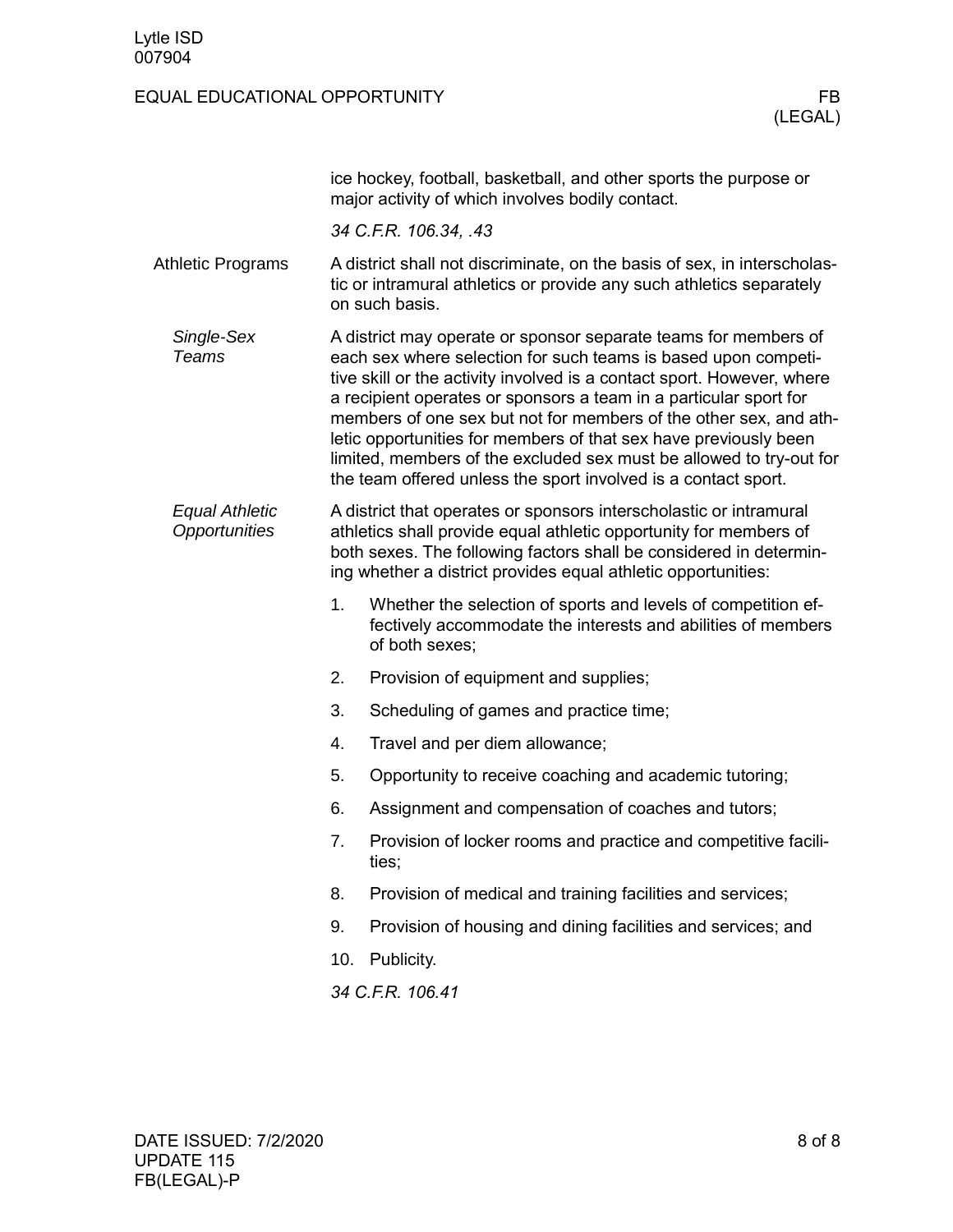ice hockey, football, basketball, and other sports the purpose or major activity of which involves bodily contact.

*34 C.F.R. 106.34, .43*

## Athletic Programs

A district shall not discriminate, on the basis of sex, in interscholastic or intramural athletics or provide any such athletics separately on such basis.

### *Single-Sex Teams*

A district may operate or sponsor separate teams for members of each sex where selection for such teams is based upon competitive skill or the activity involved is a contact sport. However, where a recipient operates or sponsors a team in a particular sport for members of one sex but not for members of the other sex, and athletic opportunities for members of that sex have previously been limited, members of the excluded sex must be allowed to try-out for the team offered unless the sport involved is a contact sport.

### *Equal Athletic Opportunities*

A district that operates or sponsors interscholastic or intramural athletics shall provide equal athletic opportunity for members of both sexes. The following factors shall be considered in determining whether a district provides equal athletic opportunities:

1. Whether the selection of sports and levels of competition effectively accommodate the interests and abilities of members of both sexes;
2. Provision of equipment and supplies;
3. Scheduling of games and practice time;
4. Travel and per diem allowance;
5. Opportunity to receive coaching and academic tutoring;
6. Assignment and compensation of coaches and tutors;
7. Provision of locker rooms and practice and competitive facilities;
8. Provision of medical and training facilities and services;
9. Provision of housing and dining facilities and services; and
10. Publicity.

*34 C.F.R. 106.41*